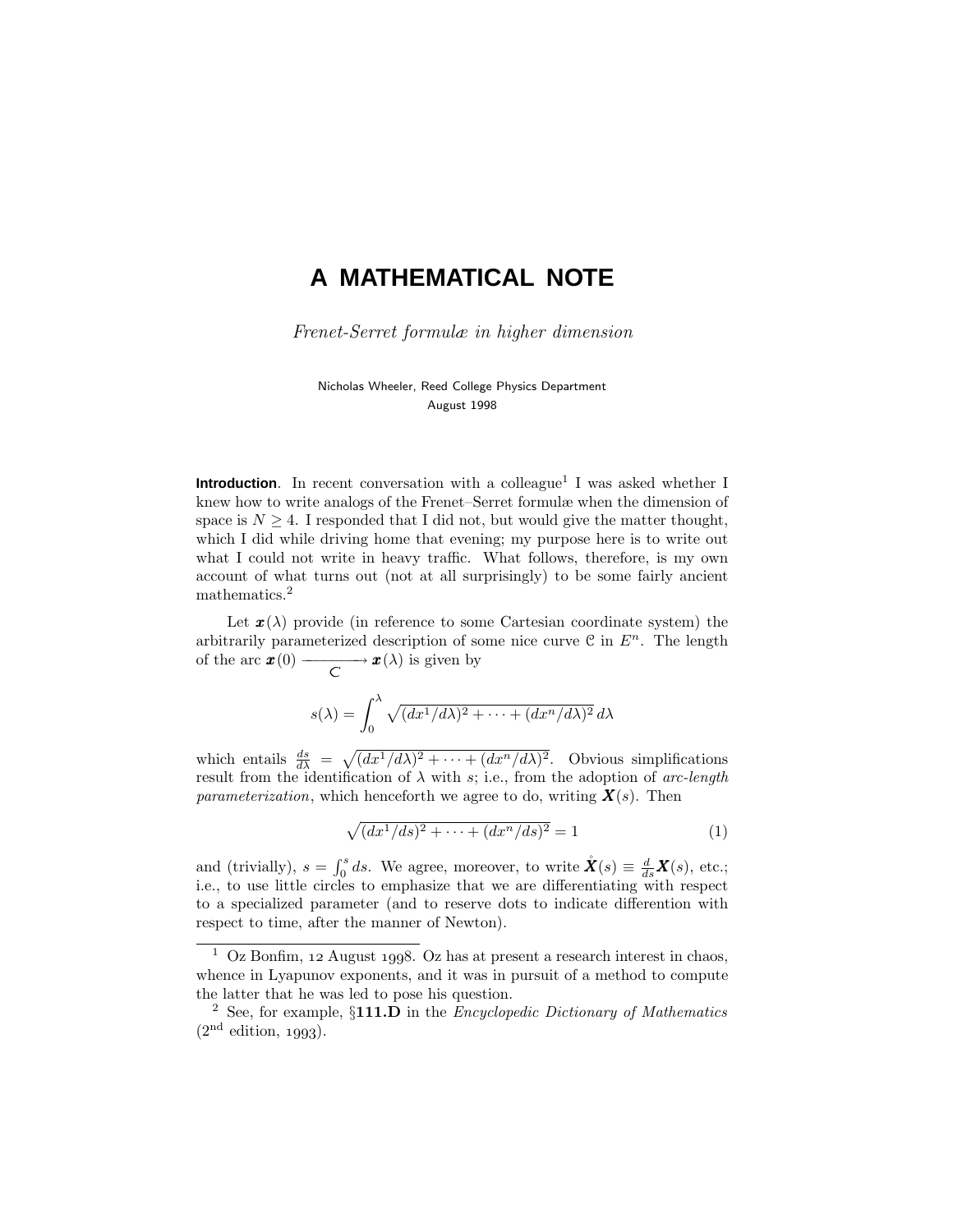# A MATHEMATICAL NOTE

*Frenet-Serret formulæ in higher dimension*

Nicholas Wheeler, Reed College Physics Department
August 1998

**Introduction**. In recent conversation with a colleague[1] I was asked whether I knew how to write analogs of the Frenet–Serret formulæ when the dimension of space is $N \geq 4$. I responded that I did not, but would give the matter thought, which I did while driving home that evening; my purpose here is to write out what I could not write in heavy traffic. What follows, therefore, is my own account of what turns out (not at all surprisingly) to be some fairly ancient mathematics.[2]

Let $\boldsymbol{x}(\lambda)$ provide (in reference to some Cartesian coordinate system) the arbitrarily parameterized description of some nice curve $\mathcal{C}$ in $E^n$. The length of the arc $\boldsymbol{x}(0) \xrightarrow[\mathcal{C}]{} \boldsymbol{x}(\lambda)$ is given by

$$s(\lambda) = \int_0^\lambda \sqrt{(dx^1/d\lambda)^2 + \cdots + (dx^n/d\lambda)^2}\, d\lambda$$

which entails $\frac{ds}{d\lambda} = \sqrt{(dx^1/d\lambda)^2 + \cdots + (dx^n/d\lambda)^2}$. Obvious simplifications result from the identification of $\lambda$ with $s$; i.e., from the adoption of *arc-length parameterization*, which henceforth we agree to do, writing $\boldsymbol{X}(s)$. Then

$$\sqrt{(dx^1/ds)^2 + \cdots + (dx^n/ds)^2} = 1 \tag{1}$$

and (trivially), $s = \int_0^s ds$. We agree, moreover, to write $\overset{\circ}{\boldsymbol{X}}(s) \equiv \frac{d}{ds}\boldsymbol{X}(s)$, etc.; i.e., to use little circles to emphasize that we are differentiating with respect to a specialized parameter (and to reserve dots to indicate differention with respect to time, after the manner of Newton).

---

[1] Oz Bonfim, 12 August 1998. Oz has at present a research interest in chaos, whence in Lyapunov exponents, and it was in pursuit of a method to compute the latter that he was led to pose his question.

[2] See, for example, §**111.D** in the *Encyclopedic Dictionary of Mathematics* (2nd edition, 1993).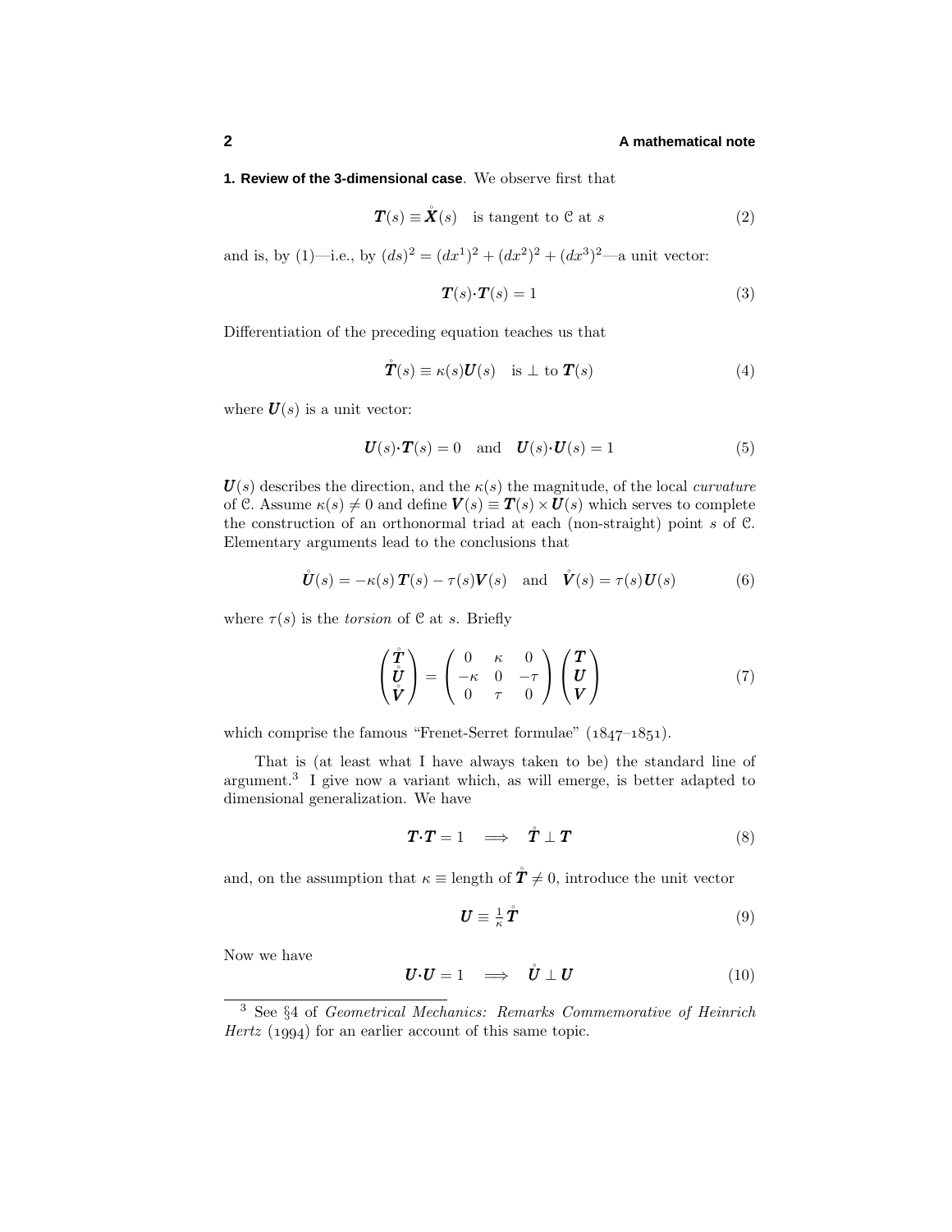**1. Review of the 3-dimensional case**. We observe first that

$$\boldsymbol{T}(s) \equiv \overset{\circ}{\boldsymbol{X}}(s) \quad \text{is tangent to } \mathcal{C} \text{ at } s \tag{2}$$

and is, by (1)—i.e., by $(ds)^2 = (dx^1)^2 + (dx^2)^2 + (dx^3)^2$—a unit vector:

$$\boldsymbol{T}(s)\cdot\boldsymbol{T}(s) = 1 \tag{3}$$

Differentiation of the preceding equation teaches us that

$$\overset{\circ}{\boldsymbol{T}}(s) \equiv \kappa(s)\boldsymbol{U}(s) \quad \text{is} \perp \text{to } \boldsymbol{T}(s) \tag{4}$$

where $\boldsymbol{U}(s)$ is a unit vector:

$$\boldsymbol{U}(s)\cdot\boldsymbol{T}(s) = 0 \quad \text{and} \quad \boldsymbol{U}(s)\cdot\boldsymbol{U}(s) = 1 \tag{5}$$

$\boldsymbol{U}(s)$ describes the direction, and the $\kappa(s)$ the magnitude, of the local *curvature* of $\mathcal{C}$. Assume $\kappa(s) \neq 0$ and define $\boldsymbol{V}(s) \equiv \boldsymbol{T}(s) \times \boldsymbol{U}(s)$ which serves to complete the construction of an orthonormal triad at each (non-straight) point $s$ of $\mathcal{C}$. Elementary arguments lead to the conclusions that

$$\overset{\circ}{\boldsymbol{U}}(s) = -\kappa(s)\,\boldsymbol{T}(s) - \tau(s)\boldsymbol{V}(s) \quad \text{and} \quad \overset{\circ}{\boldsymbol{V}}(s) = \tau(s)\boldsymbol{U}(s) \tag{6}$$

where $\tau(s)$ is the *torsion* of $\mathcal{C}$ at $s$. Briefly

$$\begin{pmatrix} \overset{\circ}{\boldsymbol{T}} \\ \overset{\circ}{\boldsymbol{U}} \\ \overset{\circ}{\boldsymbol{V}} \end{pmatrix} = \begin{pmatrix} 0 & \kappa & 0 \\ -\kappa & 0 & -\tau \\ 0 & \tau & 0 \end{pmatrix} \begin{pmatrix} \boldsymbol{T} \\ \boldsymbol{U} \\ \boldsymbol{V} \end{pmatrix} \tag{7}$$

which comprise the famous "Frenet-Serret formulae" (1847–1851).

That is (at least what I have always taken to be) the standard line of argument.[3] I give now a variant which, as will emerge, is better adapted to dimensional generalization. We have

$$\boldsymbol{T}\cdot\boldsymbol{T} = 1 \quad \Longrightarrow \quad \overset{\circ}{\boldsymbol{T}} \perp \boldsymbol{T} \tag{8}$$

and, on the assumption that $\kappa \equiv$ length of $\overset{\circ}{\boldsymbol{T}} \neq 0$, introduce the unit vector

$$\boldsymbol{U} \equiv \tfrac{1}{\kappa}\overset{\circ}{\boldsymbol{T}} \tag{9}$$

Now we have

$$\boldsymbol{U}\cdot\boldsymbol{U} = 1 \quad \Longrightarrow \quad \overset{\circ}{\boldsymbol{U}} \perp \boldsymbol{U} \tag{10}$$

---

[3] See §4 of *Geometrical Mechanics: Remarks Commemorative of Heinrich Hertz* (1994) for an earlier account of this same topic.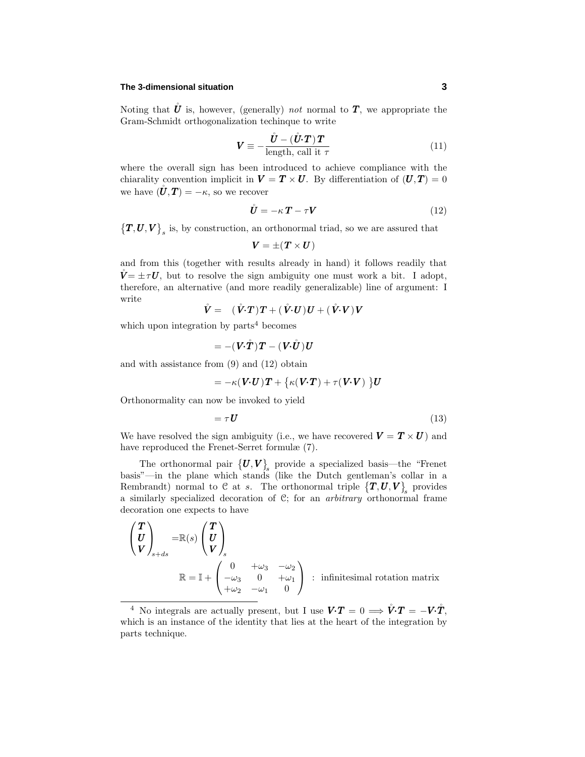Noting that $\mathring{\boldsymbol{U}}$ is, however, (generally) *not* normal to $\boldsymbol{T}$, we appropriate the Gram-Schmidt orthogonalization techinque to write

$$\boldsymbol{V} \equiv -\frac{\mathring{\boldsymbol{U}} - (\mathring{\boldsymbol{U}}\cdot\boldsymbol{T})\,\boldsymbol{T}}{\text{length, call it } \tau} \tag{11}$$

where the overall sign has been introduced to achieve compliance with the chiarality convention implicit in $\boldsymbol{V} = \boldsymbol{T}\times\boldsymbol{U}$. By differentiation of $(\boldsymbol{U},\boldsymbol{T}) = 0$ we have $(\mathring{\boldsymbol{U}},\boldsymbol{T}) = -\kappa$, so we recover

$$\mathring{\boldsymbol{U}} = -\kappa\,\boldsymbol{T} - \tau\boldsymbol{V} \tag{12}$$

$\{\boldsymbol{T},\boldsymbol{U},\boldsymbol{V}\}_s$ is, by construction, an orthonormal triad, so we are assured that

$$\boldsymbol{V} = \pm(\boldsymbol{T}\times\boldsymbol{U})$$

and from this (together with results already in hand) it follows readily that $\mathring{\boldsymbol{V}} = \pm\tau\boldsymbol{U}$, but to resolve the sign ambiguity one must work a bit. I adopt, therefore, an alternative (and more readily generalizable) line of argument: I write

$$\mathring{\boldsymbol{V}} = \quad(\mathring{\boldsymbol{V}}\cdot\boldsymbol{T})\boldsymbol{T} + (\mathring{\boldsymbol{V}}\cdot\boldsymbol{U})\boldsymbol{U} + (\mathring{\boldsymbol{V}}\cdot\boldsymbol{V})\boldsymbol{V}$$

which upon integration by parts[4] becomes

$$= -(\boldsymbol{V}\cdot\mathring{\boldsymbol{T}})\boldsymbol{T} - (\boldsymbol{V}\cdot\mathring{\boldsymbol{U}})\boldsymbol{U}$$

and with assistance from (9) and (12) obtain

$$= -\kappa(\boldsymbol{V}\cdot\boldsymbol{U})\boldsymbol{T} + \big\{\kappa(\boldsymbol{V}\cdot\boldsymbol{T}) + \tau(\boldsymbol{V}\cdot\boldsymbol{V})\,\big\}\boldsymbol{U}$$

Orthonormality can now be invoked to yield

$$= \tau\boldsymbol{U} \tag{13}$$

We have resolved the sign ambiguity (i.e., we have recovered $\boldsymbol{V} = \boldsymbol{T}\times\boldsymbol{U}$) and have reproduced the Frenet-Serret formulæ (7).

The orthonormal pair $\{\boldsymbol{U},\boldsymbol{V}\}_s$ provide a specialized basis—the "Frenet basis"—in the plane which stands (like the Dutch gentleman's collar in a Rembrandt) normal to $\mathcal{C}$ at $s$. The orthonormal triple $\{\boldsymbol{T},\boldsymbol{U},\boldsymbol{V}\}_s$ provides a similarly specialized decoration of $\mathcal{C}$; for an *arbitrary* orthonormal frame decoration one expects to have

$$\begin{pmatrix}\boldsymbol{T}\\ \boldsymbol{U}\\ \boldsymbol{V}\end{pmatrix}_{s+ds} = \mathbb{R}(s)\begin{pmatrix}\boldsymbol{T}\\ \boldsymbol{U}\\ \boldsymbol{V}\end{pmatrix}_{s}$$

$$\mathbb{R} = \mathbb{I} + \begin{pmatrix} 0 & +\omega_3 & -\omega_2\\ -\omega_3 & 0 & +\omega_1\\ +\omega_2 & -\omega_1 & 0\end{pmatrix} \;:\; \text{infinitesimal rotation matrix}$$

---

[4] No integrals are actually present, but I use $\boldsymbol{V}\cdot\boldsymbol{T} = 0 \Longrightarrow \mathring{\boldsymbol{V}}\cdot\boldsymbol{T} = -\boldsymbol{V}\cdot\mathring{\boldsymbol{T}}$, which is an instance of the identity that lies at the heart of the integration by parts technique.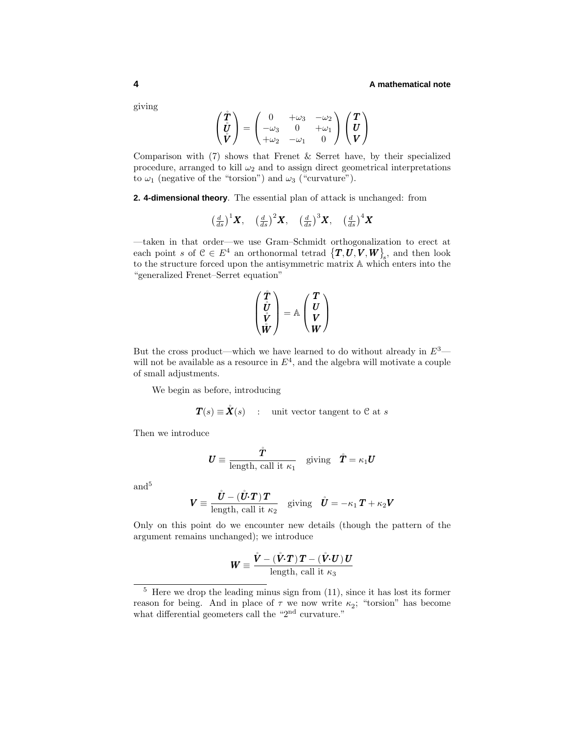giving

$$
\begin{pmatrix} \mathring{\boldsymbol{T}} \\ \mathring{\boldsymbol{U}} \\ \mathring{\boldsymbol{V}} \end{pmatrix} = \begin{pmatrix} 0 & +\omega_3 & -\omega_2 \\ -\omega_3 & 0 & +\omega_1 \\ +\omega_2 & -\omega_1 & 0 \end{pmatrix} \begin{pmatrix} \boldsymbol{T} \\ \boldsymbol{U} \\ \boldsymbol{V} \end{pmatrix}
$$

Comparison with (7) shows that Frenet & Serret have, by their specialized procedure, arranged to kill $\omega_2$ and to assign direct geometrical interpretations to $\omega_1$ (negative of the "torsion") and $\omega_3$ ("curvature").

**2. 4-dimensional theory**. The essential plan of attack is unchanged: from

$$
\left(\tfrac{d}{ds}\right)^1 \boldsymbol{X}, \quad \left(\tfrac{d}{ds}\right)^2 \boldsymbol{X}, \quad \left(\tfrac{d}{ds}\right)^3 \boldsymbol{X}, \quad \left(\tfrac{d}{ds}\right)^4 \boldsymbol{X}
$$

—taken in that order—we use Gram–Schmidt orthogonalization to erect at each point $s$ of $\mathcal{C} \in E^4$ an orthonormal tetrad $\{\boldsymbol{T}, \boldsymbol{U}, \boldsymbol{V}, \boldsymbol{W}\}_s$, and then look to the structure forced upon the antisymmetric matrix $\mathbb{A}$ which enters into the "generalized Frenet–Serret equation"

$$
\begin{pmatrix} \mathring{\boldsymbol{T}} \\ \mathring{\boldsymbol{U}} \\ \mathring{\boldsymbol{V}} \\ \mathring{\boldsymbol{W}} \end{pmatrix} = \mathbb{A} \begin{pmatrix} \boldsymbol{T} \\ \boldsymbol{U} \\ \boldsymbol{V} \\ \boldsymbol{W} \end{pmatrix}
$$

But the cross product—which we have learned to do without already in $E^3$—will not be available as a resource in $E^4$, and the algebra will motivate a couple of small adjustments.

We begin as before, introducing

$$
\boldsymbol{T}(s) \equiv \mathring{\boldsymbol{X}}(s) \quad : \quad \text{unit vector tangent to } \mathcal{C} \text{ at } s
$$

Then we introduce

$$
\boldsymbol{U} \equiv \frac{\mathring{\boldsymbol{T}}}{\text{length, call it } \kappa_1} \quad \text{giving} \quad \mathring{\boldsymbol{T}} = \kappa_1 \boldsymbol{U}
$$

and[5]

$$
\boldsymbol{V} \equiv \frac{\mathring{\boldsymbol{U}} - (\mathring{\boldsymbol{U}}\cdot\boldsymbol{T})\,\boldsymbol{T}}{\text{length, call it } \kappa_2} \quad \text{giving} \quad \mathring{\boldsymbol{U}} = -\kappa_1\,\boldsymbol{T} + \kappa_2 \boldsymbol{V}
$$

Only on this point do we encounter new details (though the pattern of the argument remains unchanged); we introduce

$$
\boldsymbol{W} \equiv \frac{\mathring{\boldsymbol{V}} - (\mathring{\boldsymbol{V}}\cdot\boldsymbol{T})\,\boldsymbol{T} - (\mathring{\boldsymbol{V}}\cdot\boldsymbol{U})\,\boldsymbol{U}}{\text{length, call it } \kappa_3}
$$

[5] Here we drop the leading minus sign from (11), since it has lost its former reason for being. And in place of $\tau$ we now write $\kappa_2$; "torsion" has become what differential geometers call the "2[nd] curvature."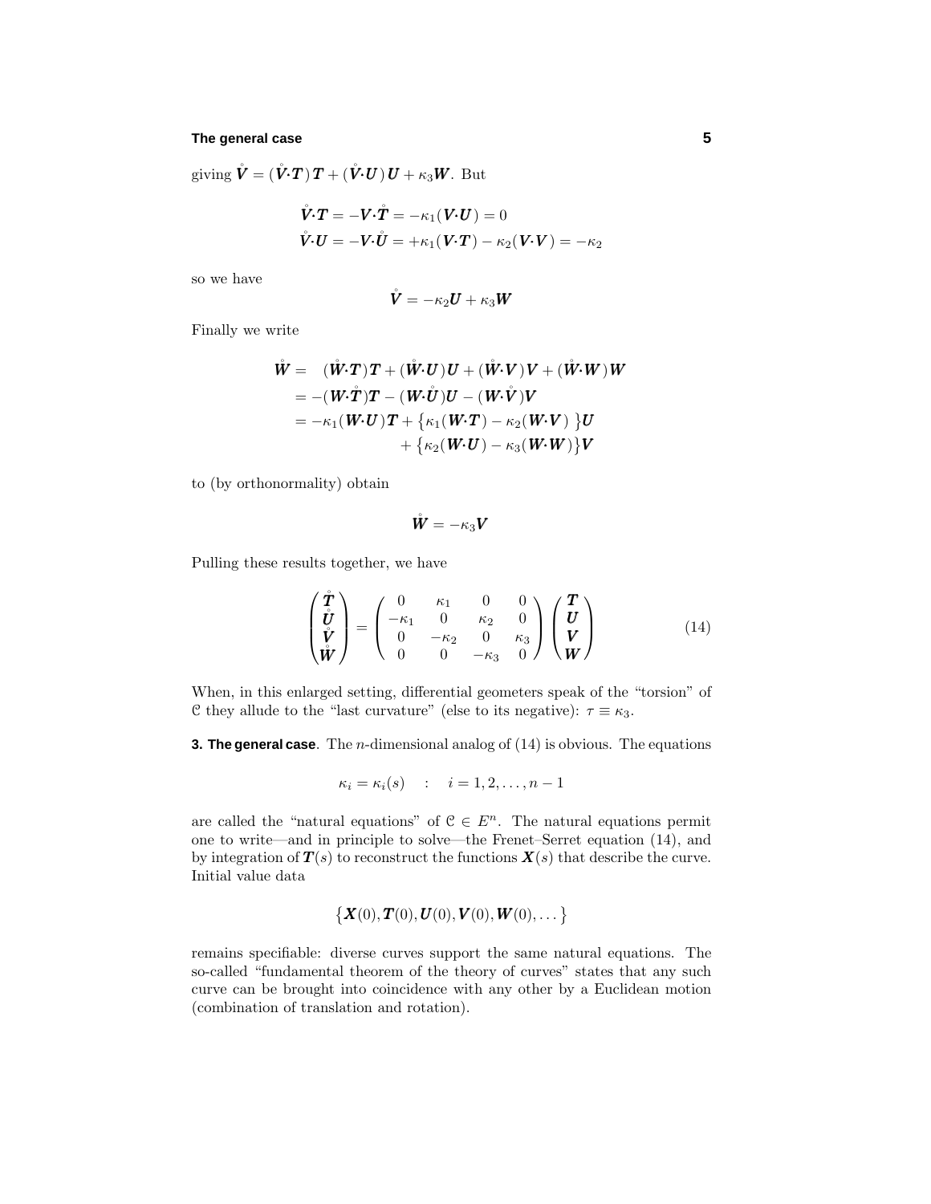giving $\overset{\circ}{\boldsymbol{V}} = (\overset{\circ}{\boldsymbol{V}}\cdot\boldsymbol{T})\,\boldsymbol{T} + (\overset{\circ}{\boldsymbol{V}}\cdot\boldsymbol{U})\,\boldsymbol{U} + \kappa_3\boldsymbol{W}$. But

$$\begin{aligned}
\overset{\circ}{\boldsymbol{V}}\cdot\boldsymbol{T} &= -\boldsymbol{V}\cdot\overset{\circ}{\boldsymbol{T}} = -\kappa_1(\boldsymbol{V}\cdot\boldsymbol{U}) = 0\\
\overset{\circ}{\boldsymbol{V}}\cdot\boldsymbol{U} &= -\boldsymbol{V}\cdot\overset{\circ}{\boldsymbol{U}} = +\kappa_1(\boldsymbol{V}\cdot\boldsymbol{T}) - \kappa_2(\boldsymbol{V}\cdot\boldsymbol{V}) = -\kappa_2
\end{aligned}$$

so we have

$$\overset{\circ}{\boldsymbol{V}} = -\kappa_2\boldsymbol{U} + \kappa_3\boldsymbol{W}$$

Finally we write

$$\begin{aligned}
\overset{\circ}{\boldsymbol{W}} =&\ \ (\overset{\circ}{\boldsymbol{W}}\cdot\boldsymbol{T})\boldsymbol{T} + (\overset{\circ}{\boldsymbol{W}}\cdot\boldsymbol{U})\boldsymbol{U} + (\overset{\circ}{\boldsymbol{W}}\cdot\boldsymbol{V})\boldsymbol{V} + (\overset{\circ}{\boldsymbol{W}}\cdot\boldsymbol{W})\boldsymbol{W}\\
=& -(\boldsymbol{W}\cdot\overset{\circ}{\boldsymbol{T}})\boldsymbol{T} - (\boldsymbol{W}\cdot\overset{\circ}{\boldsymbol{U}})\boldsymbol{U} - (\boldsymbol{W}\cdot\overset{\circ}{\boldsymbol{V}})\boldsymbol{V}\\
=& -\kappa_1(\boldsymbol{W}\cdot\boldsymbol{U})\boldsymbol{T} + \big\{\kappa_1(\boldsymbol{W}\cdot\boldsymbol{T}) - \kappa_2(\boldsymbol{W}\cdot\boldsymbol{V})\,\big\}\boldsymbol{U}\\
&\qquad + \big\{\kappa_2(\boldsymbol{W}\cdot\boldsymbol{U}) - \kappa_3(\boldsymbol{W}\cdot\boldsymbol{W})\big\}\boldsymbol{V}
\end{aligned}$$

to (by orthonormality) obtain

$$\overset{\circ}{\boldsymbol{W}} = -\kappa_3\boldsymbol{V}$$

Pulling these results together, we have

$$\begin{pmatrix}\overset{\circ}{\boldsymbol{T}}\\ \overset{\circ}{\boldsymbol{U}}\\ \overset{\circ}{\boldsymbol{V}}\\ \overset{\circ}{\boldsymbol{W}}\end{pmatrix} = \begin{pmatrix}0 & \kappa_1 & 0 & 0\\ -\kappa_1 & 0 & \kappa_2 & 0\\ 0 & -\kappa_2 & 0 & \kappa_3\\ 0 & 0 & -\kappa_3 & 0\end{pmatrix}\begin{pmatrix}\boldsymbol{T}\\ \boldsymbol{U}\\ \boldsymbol{V}\\ \boldsymbol{W}\end{pmatrix} \tag{14}$$

When, in this enlarged setting, differential geometers speak of the "torsion" of $\mathcal{C}$ they allude to the "last curvature" (else to its negative): $\tau \equiv \kappa_3$.

**3. The general case**. The $n$-dimensional analog of (14) is obvious. The equations

$$\kappa_i = \kappa_i(s) \quad : \quad i = 1, 2, \ldots, n-1$$

are called the "natural equations" of $\mathcal{C} \in E^n$. The natural equations permit one to write—and in principle to solve—the Frenet–Serret equation (14), and by integration of $\boldsymbol{T}(s)$ to reconstruct the functions $\boldsymbol{X}(s)$ that describe the curve. Initial value data

$$\big\{\boldsymbol{X}(0), \boldsymbol{T}(0), \boldsymbol{U}(0), \boldsymbol{V}(0), \boldsymbol{W}(0), \ldots\big\}$$

remains specifiable: diverse curves support the same natural equations. The so-called "fundamental theorem of the theory of curves" states that any such curve can be brought into coincidence with any other by a Euclidean motion (combination of translation and rotation).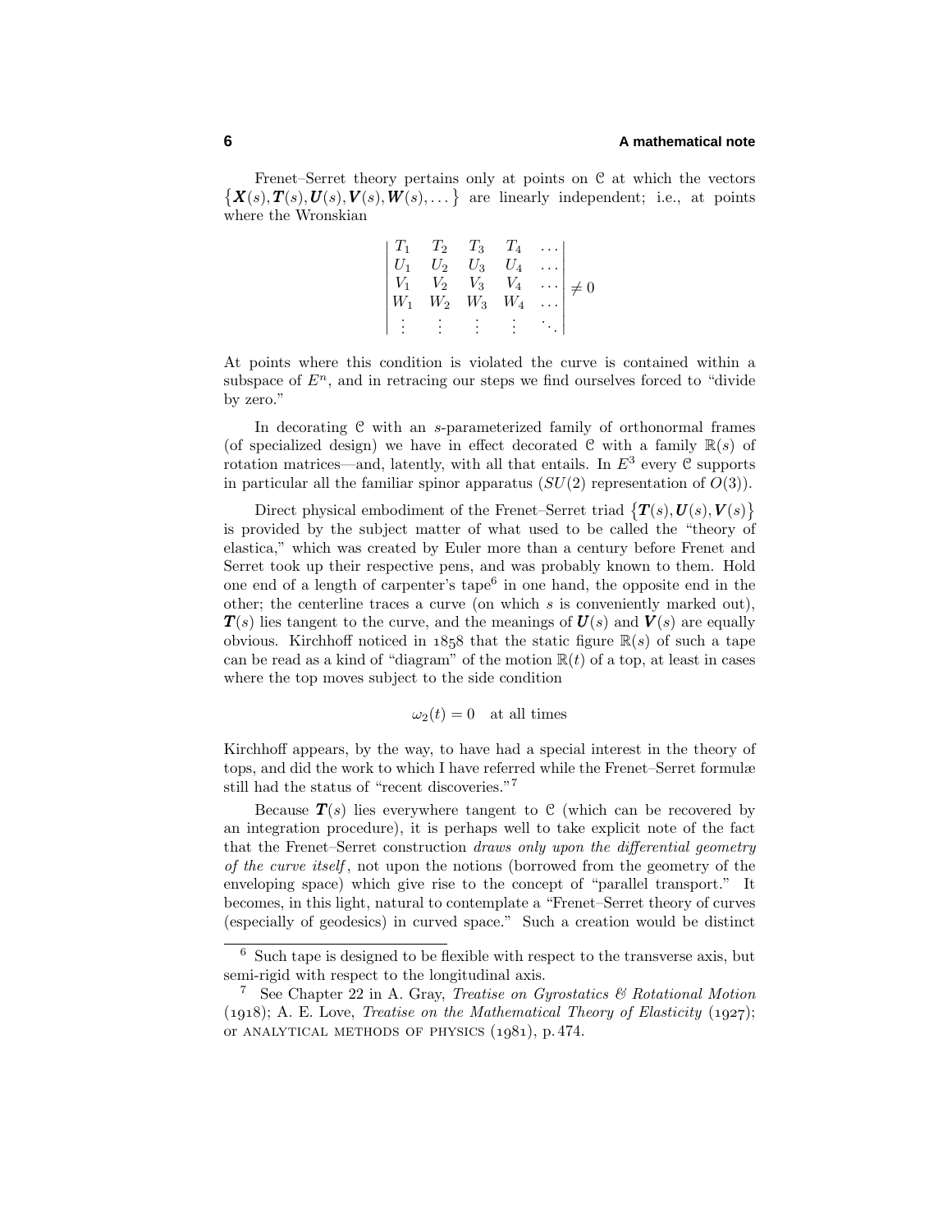Frenet–Serret theory pertains only at points on $\mathcal{C}$ at which the vectors $\{\boldsymbol{X}(s), \boldsymbol{T}(s), \boldsymbol{U}(s), \boldsymbol{V}(s), \boldsymbol{W}(s), \dots\}$ are linearly independent; i.e., at points where the Wronskian

$$\begin{vmatrix} T_1 & T_2 & T_3 & T_4 & \dots \\ U_1 & U_2 & U_3 & U_4 & \dots \\ V_1 & V_2 & V_3 & V_4 & \dots \\ W_1 & W_2 & W_3 & W_4 & \dots \\ \vdots & \vdots & \vdots & \vdots & \ddots \end{vmatrix} \neq 0$$

At points where this condition is violated the curve is contained within a subspace of $E^n$, and in retracing our steps we find ourselves forced to "divide by zero."

In decorating $\mathcal{C}$ with an $s$-parameterized family of orthonormal frames (of specialized design) we have in effect decorated $\mathcal{C}$ with a family $\mathbb{R}(s)$ of rotation matrices—and, latently, with all that entails. In $E^3$ every $\mathcal{C}$ supports in particular all the familiar spinor apparatus ($SU(2)$ representation of $O(3)$).

Direct physical embodiment of the Frenet–Serret triad $\{\boldsymbol{T}(s), \boldsymbol{U}(s), \boldsymbol{V}(s)\}$ is provided by the subject matter of what used to be called the "theory of elastica," which was created by Euler more than a century before Frenet and Serret took up their respective pens, and was probably known to them. Hold one end of a length of carpenter's tape[6] in one hand, the opposite end in the other; the centerline traces a curve (on which $s$ is conveniently marked out), $\boldsymbol{T}(s)$ lies tangent to the curve, and the meanings of $\boldsymbol{U}(s)$ and $\boldsymbol{V}(s)$ are equally obvious. Kirchhoff noticed in 1858 that the static figure $\mathbb{R}(s)$ of such a tape can be read as a kind of "diagram" of the motion $\mathbb{R}(t)$ of a top, at least in cases where the top moves subject to the side condition

$$\omega_2(t) = 0 \quad \text{at all times}$$

Kirchhoff appears, by the way, to have had a special interest in the theory of tops, and did the work to which I have referred while the Frenet–Serret formulæ still had the status of "recent discoveries."[7]

Because $\boldsymbol{T}(s)$ lies everywhere tangent to $\mathcal{C}$ (which can be recovered by an integration procedure), it is perhaps well to take explicit note of the fact that the Frenet–Serret construction *draws only upon the differential geometry of the curve itself*, not upon the notions (borrowed from the geometry of the enveloping space) which give rise to the concept of "parallel transport." It becomes, in this light, natural to contemplate a "Frenet–Serret theory of curves (especially of geodesics) in curved space." Such a creation would be distinct

---

[6] Such tape is designed to be flexible with respect to the transverse axis, but semi-rigid with respect to the longitudinal axis.

[7] See Chapter 22 in A. Gray, *Treatise on Gyrostatics & Rotational Motion* (1918); A. E. Love, *Treatise on the Mathematical Theory of Elasticity* (1927); or ANALYTICAL METHODS OF PHYSICS (1981), p. 474.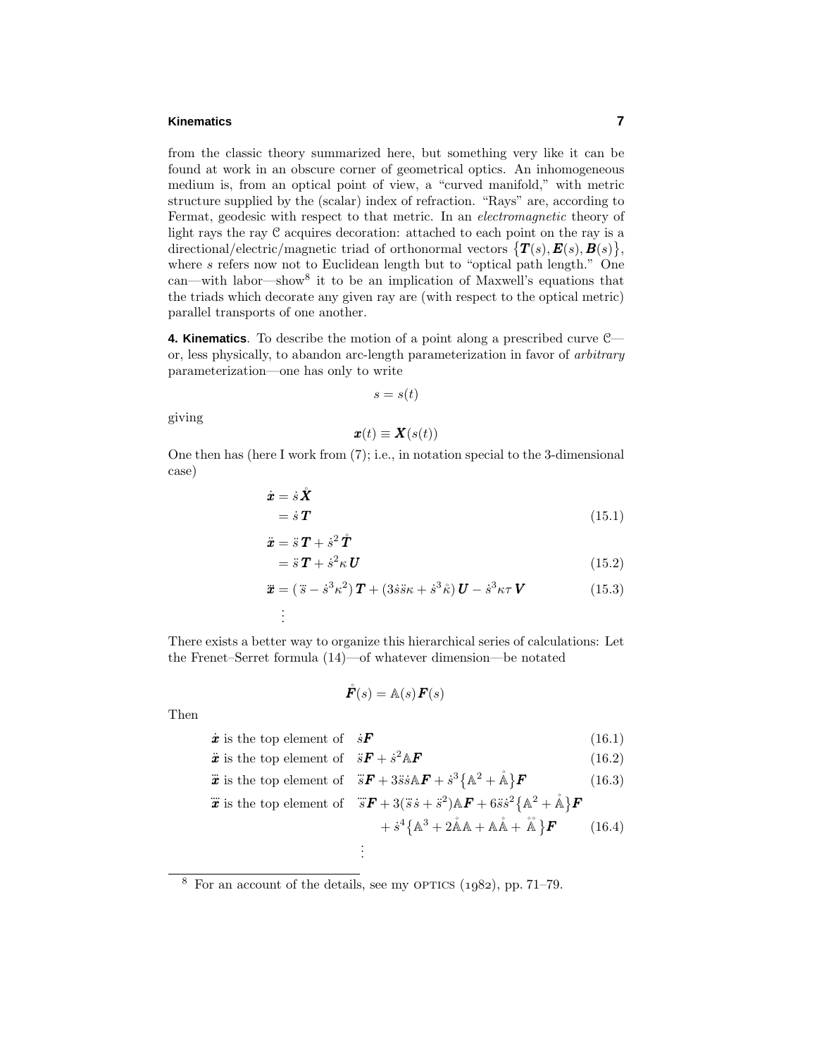from the classic theory summarized here, but something very like it can be found at work in an obscure corner of geometrical optics. An inhomogeneous medium is, from an optical point of view, a "curved manifold," with metric structure supplied by the (scalar) index of refraction. "Rays" are, according to Fermat, geodesic with respect to that metric. In an *electromagnetic* theory of light rays the ray $\mathcal{C}$ acquires decoration: attached to each point on the ray is a directional/electric/magnetic triad of orthonormal vectors $\{\boldsymbol{T}(s), \boldsymbol{E}(s), \boldsymbol{B}(s)\}$, where $s$ refers now not to Euclidean length but to "optical path length." One can—with labor—show[8] it to be an implication of Maxwell's equations that the triads which decorate any given ray are (with respect to the optical metric) parallel transports of one another.

**4. Kinematics**. To describe the motion of a point along a prescribed curve $\mathcal{C}$—or, less physically, to abandon arc-length parameterization in favor of *arbitrary* parameterization—one has only to write

$$s = s(t)$$

giving

$$\boldsymbol{x}(t) \equiv \boldsymbol{X}(s(t))$$

One then has (here I work from (7); i.e., in notation special to the 3-dimensional case)

$$\begin{aligned}
\dot{\boldsymbol{x}} &= \dot{s}\,\mathring{\boldsymbol{X}} \\
&= \dot{s}\,\boldsymbol{T} && (15.1)\\
\ddot{\boldsymbol{x}} &= \ddot{s}\,\boldsymbol{T} + \dot{s}^2\,\mathring{\boldsymbol{T}} \\
&= \ddot{s}\,\boldsymbol{T} + \dot{s}^2\kappa\,\boldsymbol{U} && (15.2)\\
\dddot{\boldsymbol{x}} &= (\dddot{s} - \dot{s}^3\kappa^2)\,\boldsymbol{T} + (3\dot{s}\ddot{s}\kappa + \dot{s}^3\mathring{\kappa})\,\boldsymbol{U} - \dot{s}^3\kappa\tau\,\boldsymbol{V} && (15.3)\\
&\ \ \vdots
\end{aligned}$$

There exists a better way to organize this hierarchical series of calculations: Let the Frenet–Serret formula (14)—of whatever dimension—be notated

$$\mathring{\boldsymbol{F}}(s) = \mathbb{A}(s)\,\boldsymbol{F}(s)$$

Then

$$\begin{aligned}
&\dot{\boldsymbol{x}} \text{ is the top element of } \quad \dot{s}\boldsymbol{F} && (16.1)\\
&\ddot{\boldsymbol{x}} \text{ is the top element of } \quad \ddot{s}\boldsymbol{F} + \dot{s}^2\mathbb{A}\boldsymbol{F} && (16.2)\\
&\dddot{\boldsymbol{x}} \text{ is the top element of } \quad \dddot{s}\boldsymbol{F} + 3\dot{s}\ddot{s}\mathbb{A}\boldsymbol{F} + \dot{s}^3\big\{\mathbb{A}^2 + \mathring{\mathbb{A}}\big\}\boldsymbol{F} && (16.3)\\
&\ddddot{\boldsymbol{x}} \text{ is the top element of } \quad \ddddot{s}\boldsymbol{F} + 3(\dddot{s}\,\dot{s} + \ddot{s}^2)\mathbb{A}\boldsymbol{F} + 6\ddot{s}\dot{s}^2\big\{\mathbb{A}^2 + \mathring{\mathbb{A}}\big\}\boldsymbol{F} \\
&\qquad\qquad\qquad\qquad + \dot{s}^4\big\{\mathbb{A}^3 + 2\mathring{\mathbb{A}}\mathbb{A} + \mathbb{A}\mathring{\mathbb{A}} + \mathring{\mathring{\mathbb{A}}}\big\}\boldsymbol{F} && (16.4)\\
&\qquad\qquad\qquad\qquad\vdots
\end{aligned}$$

---

[8] For an account of the details, see my OPTICS (1982), pp. 71–79.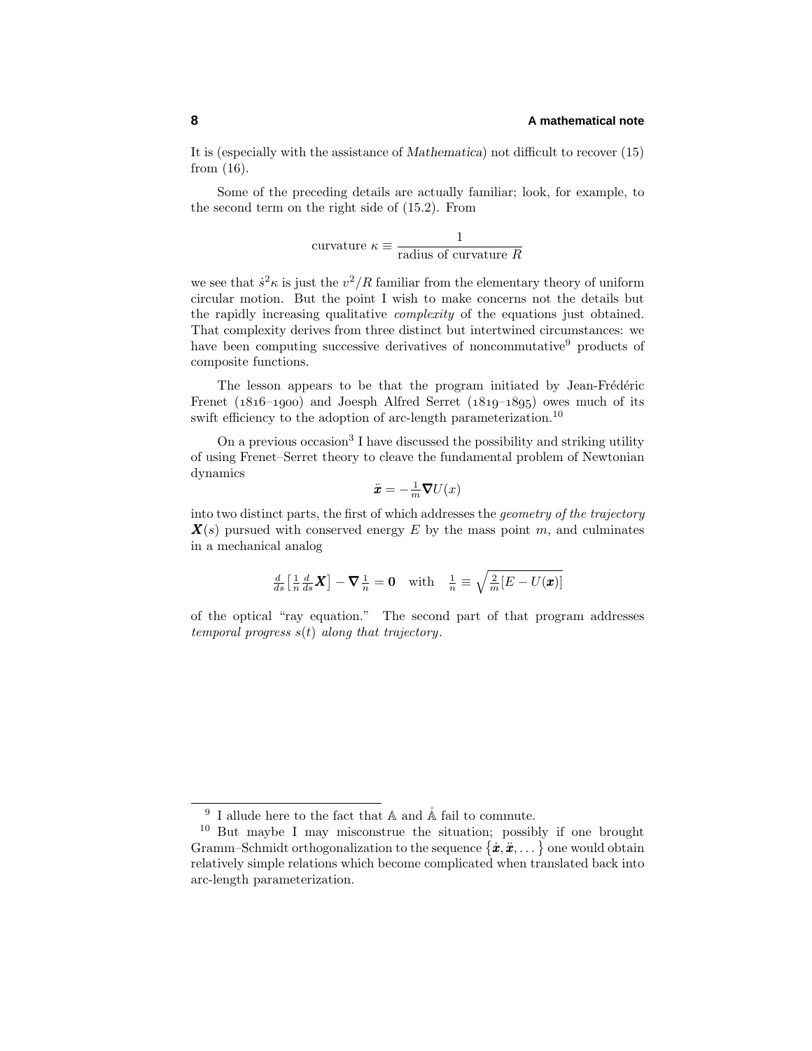It is (especially with the assistance of *Mathematica*) not difficult to recover (15) from (16).

Some of the preceding details are actually familiar; look, for example, to the second term on the right side of (15.2). From

$$\text{curvature } \kappa \equiv \frac{1}{\text{radius of curvature } R}$$

we see that $\dot{s}^2\kappa$ is just the $v^2/R$ familiar from the elementary theory of uniform circular motion. But the point I wish to make concerns not the details but the rapidly increasing qualitative *complexity* of the equations just obtained. That complexity derives from three distinct but intertwined circumstances: we have been computing successive derivatives of noncommutative[9] products of composite functions.

The lesson appears to be that the program initiated by Jean-Frédéric Frenet (1816–1900) and Joesph Alfred Serret (1819–1895) owes much of its swift efficiency to the adoption of arc-length parameterization.[10]

On a previous occasion[3] I have discussed the possibility and striking utility of using Frenet–Serret theory to cleave the fundamental problem of Newtonian dynamics

$$\ddot{\boldsymbol{x}} = -\tfrac{1}{m}\boldsymbol{\nabla}U(x)$$

into two distinct parts, the first of which addresses the *geometry of the trajectory* $\boldsymbol{X}(s)$ pursued with conserved energy $E$ by the mass point $m$, and culminates in a mechanical analog

$$\tfrac{d}{ds}\big[\tfrac{1}{n}\tfrac{d}{ds}\boldsymbol{X}\big] - \boldsymbol{\nabla}\tfrac{1}{n} = \boldsymbol{0} \quad \text{with} \quad \tfrac{1}{n} \equiv \sqrt{\tfrac{2}{m}[E - U(\boldsymbol{x})]}$$

of the optical "ray equation." The second part of that program addresses *temporal progress $s(t)$ along that trajectory*.

---

[9] I allude here to the fact that $\mathbb{A}$ and $\mathring{\mathbb{A}}$ fail to commute.

[10] But maybe I may misconstrue the situation; possibly if one brought Gramm–Schmidt orthogonalization to the sequence $\{\dot{\boldsymbol{x}}, \ddot{\boldsymbol{x}}, \dots\}$ one would obtain relatively simple relations which become complicated when translated back into arc-length parameterization.